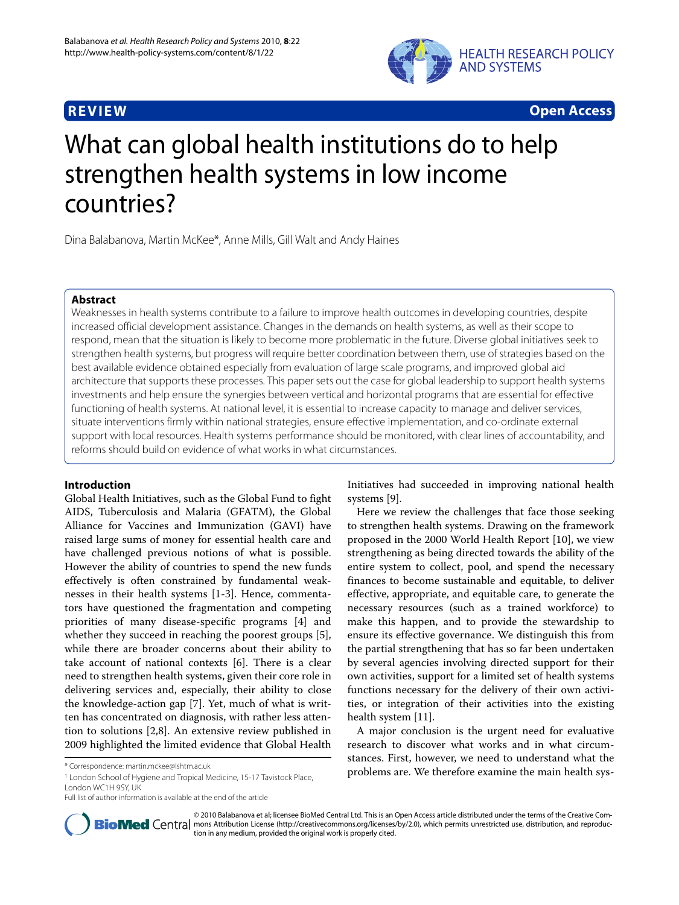**REVIEW** **Open Access**

# What can global health institutions do to help strengthen health systems in low income countries?

Dina Balabanova, Martin McKee*, Anne Mills, Gill Walt and Andy Haines

## Abstract

Weaknesses in health systems contribute to a failure to improve health outcomes in developing countries, despite increased official development assistance. Changes in the demands on health systems, as well as their scope to respond, mean that the situation is likely to become more problematic in the future. Diverse global initiatives seek to strengthen health systems, but progress will require better coordination between them, use of strategies based on the best available evidence obtained especially from evaluation of large scale programs, and improved global aid architecture that supports these processes. This paper sets out the case for global leadership to support health systems investments and help ensure the synergies between vertical and horizontal programs that are essential for effective functioning of health systems. At national level, it is essential to increase capacity to manage and deliver services, situate interventions firmly within national strategies, ensure effective implementation, and co-ordinate external support with local resources. Health systems performance should be monitored, with clear lines of accountability, and reforms should build on evidence of what works in what circumstances.

## Introduction

Global Health Initiatives, such as the Global Fund to fight AIDS, Tuberculosis and Malaria (GFATM), the Global Alliance for Vaccines and Immunization (GAVI) have raised large sums of money for essential health care and have challenged previous notions of what is possible. However the ability of countries to spend the new funds effectively is often constrained by fundamental weaknesses in their health systems [1-3]. Hence, commentators have questioned the fragmentation and competing priorities of many disease-specific programs [4] and whether they succeed in reaching the poorest groups [5], while there are broader concerns about their ability to take account of national contexts [6]. There is a clear need to strengthen health systems, given their core role in delivering services and, especially, their ability to close the knowledge-action gap [7]. Yet, much of what is written has concentrated on diagnosis, with rather less attention to solutions [2,8]. An extensive review published in 2009 highlighted the limited evidence that Global Health Initiatives had succeeded in improving national health systems [9].

Here we review the challenges that face those seeking to strengthen health systems. Drawing on the framework proposed in the 2000 World Health Report [10], we view strengthening as being directed towards the ability of the entire system to collect, pool, and spend the necessary finances to become sustainable and equitable, to deliver effective, appropriate, and equitable care, to generate the necessary resources (such as a trained workforce) to make this happen, and to provide the stewardship to ensure its effective governance. We distinguish this from the partial strengthening that has so far been undertaken by several agencies involving directed support for their own activities, support for a limited set of health systems functions necessary for the delivery of their own activities, or integration of their activities into the existing health system [11].

A major conclusion is the urgent need for evaluative research to discover what works and in what circumstances. First, however, we need to understand what the problems are. We therefore examine the main health sys-

\* Correspondence: martin.mckee@lshtm.ac.uk

[1] London School of Hygiene and Tropical Medicine, 15-17 Tavistock Place, London WC1H 9SY, UK

Full list of author information is available at the end of the article

© 2010 Balabanova et al; licensee BioMed Central Ltd. This is an Open Access article distributed under the terms of the Creative Commons Attribution License (http://creativecommons.org/licenses/by/2.0), which permits unrestricted use, distribution, and reproduction in any medium, provided the original work is properly cited.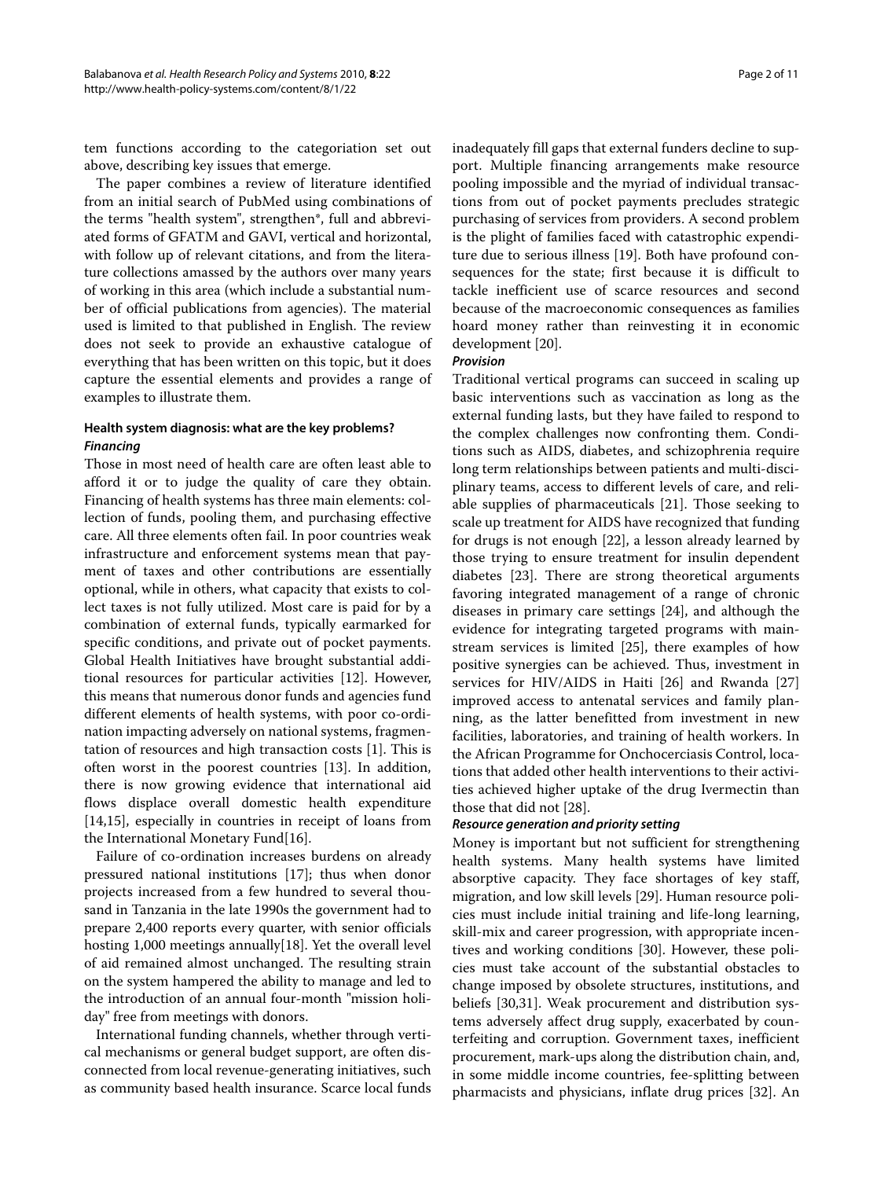tem functions according to the categoriation set out above, describing key issues that emerge.

The paper combines a review of literature identified from an initial search of PubMed using combinations of the terms "health system", strengthen*, full and abbreviated forms of GFATM and GAVI, vertical and horizontal, with follow up of relevant citations, and from the literature collections amassed by the authors over many years of working in this area (which include a substantial number of official publications from agencies). The material used is limited to that published in English. The review does not seek to provide an exhaustive catalogue of everything that has been written on this topic, but it does capture the essential elements and provides a range of examples to illustrate them.

## Health system diagnosis: what are the key problems?

### *Financing*

Those in most need of health care are often least able to afford it or to judge the quality of care they obtain. Financing of health systems has three main elements: collection of funds, pooling them, and purchasing effective care. All three elements often fail. In poor countries weak infrastructure and enforcement systems mean that payment of taxes and other contributions are essentially optional, while in others, what capacity that exists to collect taxes is not fully utilized. Most care is paid for by a combination of external funds, typically earmarked for specific conditions, and private out of pocket payments. Global Health Initiatives have brought substantial additional resources for particular activities [12]. However, this means that numerous donor funds and agencies fund different elements of health systems, with poor co-ordination impacting adversely on national systems, fragmentation of resources and high transaction costs [1]. This is often worst in the poorest countries [13]. In addition, there is now growing evidence that international aid flows displace overall domestic health expenditure [14,15], especially in countries in receipt of loans from the International Monetary Fund[16].

Failure of co-ordination increases burdens on already pressured national institutions [17]; thus when donor projects increased from a few hundred to several thousand in Tanzania in the late 1990s the government had to prepare 2,400 reports every quarter, with senior officials hosting 1,000 meetings annually[18]. Yet the overall level of aid remained almost unchanged. The resulting strain on the system hampered the ability to manage and led to the introduction of an annual four-month "mission holiday" free from meetings with donors.

International funding channels, whether through vertical mechanisms or general budget support, are often disconnected from local revenue-generating initiatives, such as community based health insurance. Scarce local funds inadequately fill gaps that external funders decline to support. Multiple financing arrangements make resource pooling impossible and the myriad of individual transactions from out of pocket payments precludes strategic purchasing of services from providers. A second problem is the plight of families faced with catastrophic expenditure due to serious illness [19]. Both have profound consequences for the state; first because it is difficult to tackle inefficient use of scarce resources and second because of the macroeconomic consequences as families hoard money rather than reinvesting it in economic development [20].

### *Provision*

Traditional vertical programs can succeed in scaling up basic interventions such as vaccination as long as the external funding lasts, but they have failed to respond to the complex challenges now confronting them. Conditions such as AIDS, diabetes, and schizophrenia require long term relationships between patients and multi-disciplinary teams, access to different levels of care, and reliable supplies of pharmaceuticals [21]. Those seeking to scale up treatment for AIDS have recognized that funding for drugs is not enough [22], a lesson already learned by those trying to ensure treatment for insulin dependent diabetes [23]. There are strong theoretical arguments favoring integrated management of a range of chronic diseases in primary care settings [24], and although the evidence for integrating targeted programs with mainstream services is limited [25], there examples of how positive synergies can be achieved. Thus, investment in services for HIV/AIDS in Haiti [26] and Rwanda [27] improved access to antenatal services and family planning, as the latter benefitted from investment in new facilities, laboratories, and training of health workers. In the African Programme for Onchocerciasis Control, locations that added other health interventions to their activities achieved higher uptake of the drug Ivermectin than those that did not [28].

### *Resource generation and priority setting*

Money is important but not sufficient for strengthening health systems. Many health systems have limited absorptive capacity. They face shortages of key staff, migration, and low skill levels [29]. Human resource policies must include initial training and life-long learning, skill-mix and career progression, with appropriate incentives and working conditions [30]. However, these policies must take account of the substantial obstacles to change imposed by obsolete structures, institutions, and beliefs [30,31]. Weak procurement and distribution systems adversely affect drug supply, exacerbated by counterfeiting and corruption. Government taxes, inefficient procurement, mark-ups along the distribution chain, and, in some middle income countries, fee-splitting between pharmacists and physicians, inflate drug prices [32]. An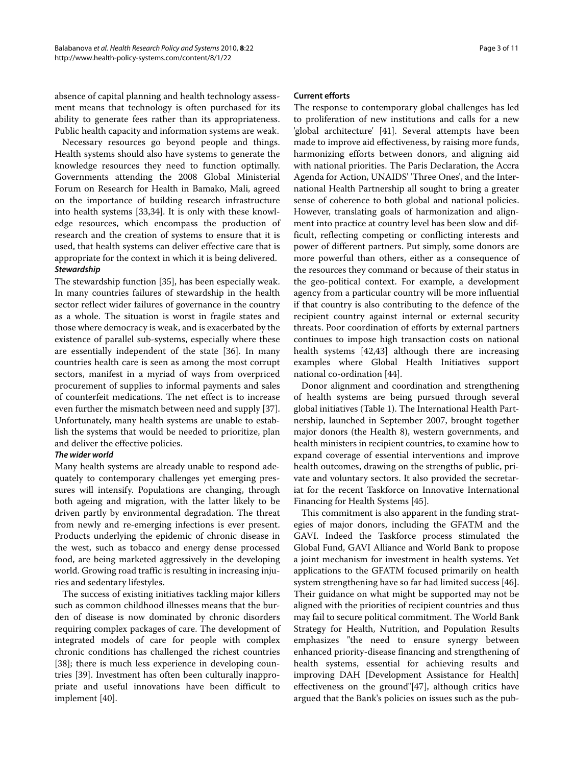absence of capital planning and health technology assessment means that technology is often purchased for its ability to generate fees rather than its appropriateness. Public health capacity and information systems are weak.

Necessary resources go beyond people and things. Health systems should also have systems to generate the knowledge resources they need to function optimally. Governments attending the 2008 Global Ministerial Forum on Research for Health in Bamako, Mali, agreed on the importance of building research infrastructure into health systems [33,34]. It is only with these knowledge resources, which encompass the production of research and the creation of systems to ensure that it is used, that health systems can deliver effective care that is appropriate for the context in which it is being delivered.

#### *Stewardship*

The stewardship function [35], has been especially weak. In many countries failures of stewardship in the health sector reflect wider failures of governance in the country as a whole. The situation is worst in fragile states and those where democracy is weak, and is exacerbated by the existence of parallel sub-systems, especially where these are essentially independent of the state [36]. In many countries health care is seen as among the most corrupt sectors, manifest in a myriad of ways from overpriced procurement of supplies to informal payments and sales of counterfeit medications. The net effect is to increase even further the mismatch between need and supply [37]. Unfortunately, many health systems are unable to establish the systems that would be needed to prioritize, plan and deliver the effective policies.

#### *The wider world*

Many health systems are already unable to respond adequately to contemporary challenges yet emerging pressures will intensify. Populations are changing, through both ageing and migration, with the latter likely to be driven partly by environmental degradation. The threat from newly and re-emerging infections is ever present. Products underlying the epidemic of chronic disease in the west, such as tobacco and energy dense processed food, are being marketed aggressively in the developing world. Growing road traffic is resulting in increasing injuries and sedentary lifestyles.

The success of existing initiatives tackling major killers such as common childhood illnesses means that the burden of disease is now dominated by chronic disorders requiring complex packages of care. The development of integrated models of care for people with complex chronic conditions has challenged the richest countries [38]; there is much less experience in developing countries [39]. Investment has often been culturally inappropriate and useful innovations have been difficult to implement [40].

### Current efforts

The response to contemporary global challenges has led to proliferation of new institutions and calls for a new 'global architecture' [41]. Several attempts have been made to improve aid effectiveness, by raising more funds, harmonizing efforts between donors, and aligning aid with national priorities. The Paris Declaration, the Accra Agenda for Action, UNAIDS' 'Three Ones', and the International Health Partnership all sought to bring a greater sense of coherence to both global and national policies. However, translating goals of harmonization and alignment into practice at country level has been slow and difficult, reflecting competing or conflicting interests and power of different partners. Put simply, some donors are more powerful than others, either as a consequence of the resources they command or because of their status in the geo-political context. For example, a development agency from a particular country will be more influential if that country is also contributing to the defence of the recipient country against internal or external security threats. Poor coordination of efforts by external partners continues to impose high transaction costs on national health systems [42,43] although there are increasing examples where Global Health Initiatives support national co-ordination [44].

Donor alignment and coordination and strengthening of health systems are being pursued through several global initiatives (Table 1). The International Health Partnership, launched in September 2007, brought together major donors (the Health 8), western governments, and health ministers in recipient countries, to examine how to expand coverage of essential interventions and improve health outcomes, drawing on the strengths of public, private and voluntary sectors. It also provided the secretariat for the recent Taskforce on Innovative International Financing for Health Systems [45].

This commitment is also apparent in the funding strategies of major donors, including the GFATM and the GAVI. Indeed the Taskforce process stimulated the Global Fund, GAVI Alliance and World Bank to propose a joint mechanism for investment in health systems. Yet applications to the GFATM focused primarily on health system strengthening have so far had limited success [46]. Their guidance on what might be supported may not be aligned with the priorities of recipient countries and thus may fail to secure political commitment. The World Bank Strategy for Health, Nutrition, and Population Results emphasizes "the need to ensure synergy between enhanced priority-disease financing and strengthening of health systems, essential for achieving results and improving DAH [Development Assistance for Health] effectiveness on the ground"[47], although critics have argued that the Bank's policies on issues such as the pub-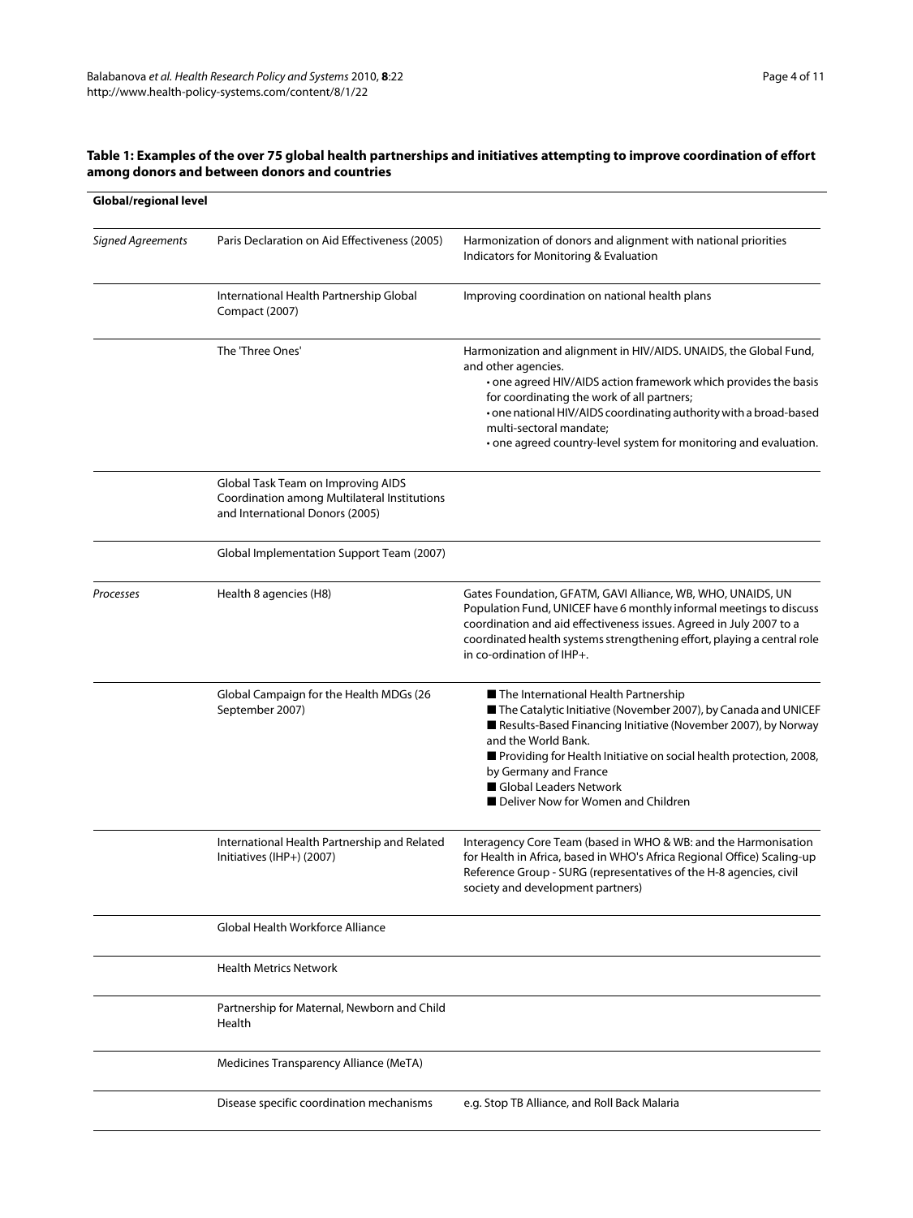**Table 1: Examples of the over 75 global health partnerships and initiatives attempting to improve coordination of effort among donors and between donors and countries**

| **Global/regional level** | | |
|---|---|---|
| *Signed Agreements* | Paris Declaration on Aid Effectiveness (2005) | Harmonization of donors and alignment with national priorities<br>Indicators for Monitoring & Evaluation |
| | International Health Partnership Global Compact (2007) | Improving coordination on national health plans |
| | The 'Three Ones' | Harmonization and alignment in HIV/AIDS. UNAIDS, the Global Fund, and other agencies.<br>• one agreed HIV/AIDS action framework which provides the basis for coordinating the work of all partners;<br>• one national HIV/AIDS coordinating authority with a broad-based multi-sectoral mandate;<br>• one agreed country-level system for monitoring and evaluation. |
| | Global Task Team on Improving AIDS Coordination among Multilateral Institutions and International Donors (2005) | |
| | Global Implementation Support Team (2007) | |
| *Processes* | Health 8 agencies (H8) | Gates Foundation, GFATM, GAVI Alliance, WB, WHO, UNAIDS, UN Population Fund, UNICEF have 6 monthly informal meetings to discuss coordination and aid effectiveness issues. Agreed in July 2007 to a coordinated health systems strengthening effort, playing a central role in co-ordination of IHP+. |
| | Global Campaign for the Health MDGs (26 September 2007) | ■ The International Health Partnership<br>■ The Catalytic Initiative (November 2007), by Canada and UNICEF<br>■ Results-Based Financing Initiative (November 2007), by Norway and the World Bank.<br>■ Providing for Health Initiative on social health protection, 2008, by Germany and France<br>■ Global Leaders Network<br>■ Deliver Now for Women and Children |
| | International Health Partnership and Related Initiatives (IHP+) (2007) | Interagency Core Team (based in WHO & WB: and the Harmonisation for Health in Africa, based in WHO's Africa Regional Office) Scaling-up Reference Group - SURG (representatives of the H-8 agencies, civil society and development partners) |
| | Global Health Workforce Alliance | |
| | Health Metrics Network | |
| | Partnership for Maternal, Newborn and Child Health | |
| | Medicines Transparency Alliance (MeTA) | |
| | Disease specific coordination mechanisms | e.g. Stop TB Alliance, and Roll Back Malaria |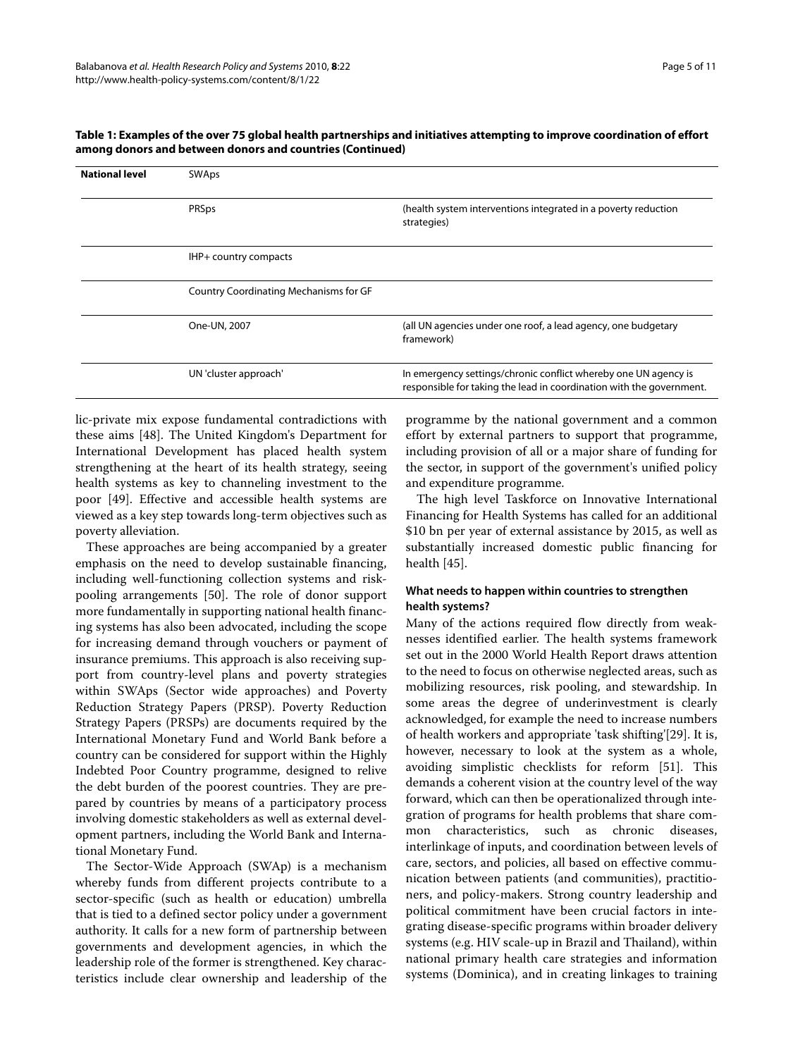**Table 1: Examples of the over 75 global health partnerships and initiatives attempting to improve coordination of effort among donors and between donors and countries (Continued)**

| | | |
|---|---|---|
| **National level** | SWAps | |
| | PRSps | (health system interventions integrated in a poverty reduction strategies) |
| | IHP+ country compacts | |
| | Country Coordinating Mechanisms for GF | |
| | One-UN, 2007 | (all UN agencies under one roof, a lead agency, one budgetary framework) |
| | UN 'cluster approach' | In emergency settings/chronic conflict whereby one UN agency is responsible for taking the lead in coordination with the government. |

lic-private mix expose fundamental contradictions with these aims [48]. The United Kingdom's Department for International Development has placed health system strengthening at the heart of its health strategy, seeing health systems as key to channeling investment to the poor [49]. Effective and accessible health systems are viewed as a key step towards long-term objectives such as poverty alleviation.

These approaches are being accompanied by a greater emphasis on the need to develop sustainable financing, including well-functioning collection systems and risk-pooling arrangements [50]. The role of donor support more fundamentally in supporting national health financing systems has also been advocated, including the scope for increasing demand through vouchers or payment of insurance premiums. This approach is also receiving support from country-level plans and poverty strategies within SWAps (Sector wide approaches) and Poverty Reduction Strategy Papers (PRSP). Poverty Reduction Strategy Papers (PRSPs) are documents required by the International Monetary Fund and World Bank before a country can be considered for support within the Highly Indebted Poor Country programme, designed to relive the debt burden of the poorest countries. They are prepared by countries by means of a participatory process involving domestic stakeholders as well as external development partners, including the World Bank and International Monetary Fund.

The Sector-Wide Approach (SWAp) is a mechanism whereby funds from different projects contribute to a sector-specific (such as health or education) umbrella that is tied to a defined sector policy under a government authority. It calls for a new form of partnership between governments and development agencies, in which the leadership role of the former is strengthened. Key characteristics include clear ownership and leadership of the programme by the national government and a common effort by external partners to support that programme, including provision of all or a major share of funding for the sector, in support of the government's unified policy and expenditure programme.

The high level Taskforce on Innovative International Financing for Health Systems has called for an additional \$10 bn per year of external assistance by 2015, as well as substantially increased domestic public financing for health [45].

### What needs to happen within countries to strengthen health systems?

Many of the actions required flow directly from weaknesses identified earlier. The health systems framework set out in the 2000 World Health Report draws attention to the need to focus on otherwise neglected areas, such as mobilizing resources, risk pooling, and stewardship. In some areas the degree of underinvestment is clearly acknowledged, for example the need to increase numbers of health workers and appropriate 'task shifting'[29]. It is, however, necessary to look at the system as a whole, avoiding simplistic checklists for reform [51]. This demands a coherent vision at the country level of the way forward, which can then be operationalized through integration of programs for health problems that share common characteristics, such as chronic diseases, interlinkage of inputs, and coordination between levels of care, sectors, and policies, all based on effective communication between patients (and communities), practitioners, and policy-makers. Strong country leadership and political commitment have been crucial factors in integrating disease-specific programs within broader delivery systems (e.g. HIV scale-up in Brazil and Thailand), within national primary health care strategies and information systems (Dominica), and in creating linkages to training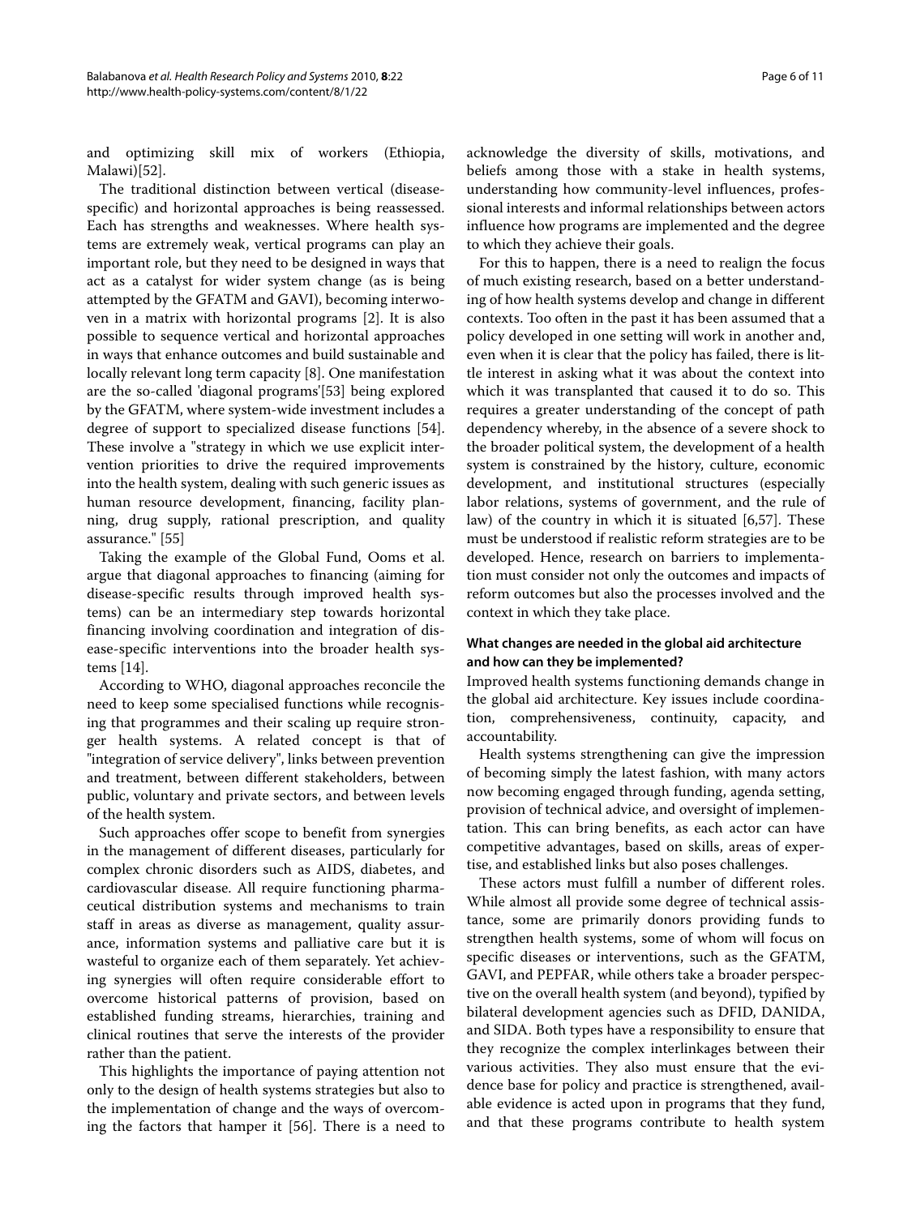and optimizing skill mix of workers (Ethiopia, Malawi)[52].

The traditional distinction between vertical (disease-specific) and horizontal approaches is being reassessed. Each has strengths and weaknesses. Where health systems are extremely weak, vertical programs can play an important role, but they need to be designed in ways that act as a catalyst for wider system change (as is being attempted by the GFATM and GAVI), becoming interwoven in a matrix with horizontal programs [2]. It is also possible to sequence vertical and horizontal approaches in ways that enhance outcomes and build sustainable and locally relevant long term capacity [8]. One manifestation are the so-called 'diagonal programs'[53] being explored by the GFATM, where system-wide investment includes a degree of support to specialized disease functions [54]. These involve a "strategy in which we use explicit intervention priorities to drive the required improvements into the health system, dealing with such generic issues as human resource development, financing, facility planning, drug supply, rational prescription, and quality assurance." [55]

Taking the example of the Global Fund, Ooms et al. argue that diagonal approaches to financing (aiming for disease-specific results through improved health systems) can be an intermediary step towards horizontal financing involving coordination and integration of disease-specific interventions into the broader health systems [14].

According to WHO, diagonal approaches reconcile the need to keep some specialised functions while recognising that programmes and their scaling up require stronger health systems. A related concept is that of "integration of service delivery", links between prevention and treatment, between different stakeholders, between public, voluntary and private sectors, and between levels of the health system.

Such approaches offer scope to benefit from synergies in the management of different diseases, particularly for complex chronic disorders such as AIDS, diabetes, and cardiovascular disease. All require functioning pharmaceutical distribution systems and mechanisms to train staff in areas as diverse as management, quality assurance, information systems and palliative care but it is wasteful to organize each of them separately. Yet achieving synergies will often require considerable effort to overcome historical patterns of provision, based on established funding streams, hierarchies, training and clinical routines that serve the interests of the provider rather than the patient.

This highlights the importance of paying attention not only to the design of health systems strategies but also to the implementation of change and the ways of overcoming the factors that hamper it [56]. There is a need to acknowledge the diversity of skills, motivations, and beliefs among those with a stake in health systems, understanding how community-level influences, professional interests and informal relationships between actors influence how programs are implemented and the degree to which they achieve their goals.

For this to happen, there is a need to realign the focus of much existing research, based on a better understanding of how health systems develop and change in different contexts. Too often in the past it has been assumed that a policy developed in one setting will work in another and, even when it is clear that the policy has failed, there is little interest in asking what it was about the context into which it was transplanted that caused it to do so. This requires a greater understanding of the concept of path dependency whereby, in the absence of a severe shock to the broader political system, the development of a health system is constrained by the history, culture, economic development, and institutional structures (especially labor relations, systems of government, and the rule of law) of the country in which it is situated [6,57]. These must be understood if realistic reform strategies are to be developed. Hence, research on barriers to implementation must consider not only the outcomes and impacts of reform outcomes but also the processes involved and the context in which they take place.

### What changes are needed in the global aid architecture and how can they be implemented?

Improved health systems functioning demands change in the global aid architecture. Key issues include coordination, comprehensiveness, continuity, capacity, and accountability.

Health systems strengthening can give the impression of becoming simply the latest fashion, with many actors now becoming engaged through funding, agenda setting, provision of technical advice, and oversight of implementation. This can bring benefits, as each actor can have competitive advantages, based on skills, areas of expertise, and established links but also poses challenges.

These actors must fulfill a number of different roles. While almost all provide some degree of technical assistance, some are primarily donors providing funds to strengthen health systems, some of whom will focus on specific diseases or interventions, such as the GFATM, GAVI, and PEPFAR, while others take a broader perspective on the overall health system (and beyond), typified by bilateral development agencies such as DFID, DANIDA, and SIDA. Both types have a responsibility to ensure that they recognize the complex interlinkages between their various activities. They also must ensure that the evidence base for policy and practice is strengthened, available evidence is acted upon in programs that they fund, and that these programs contribute to health system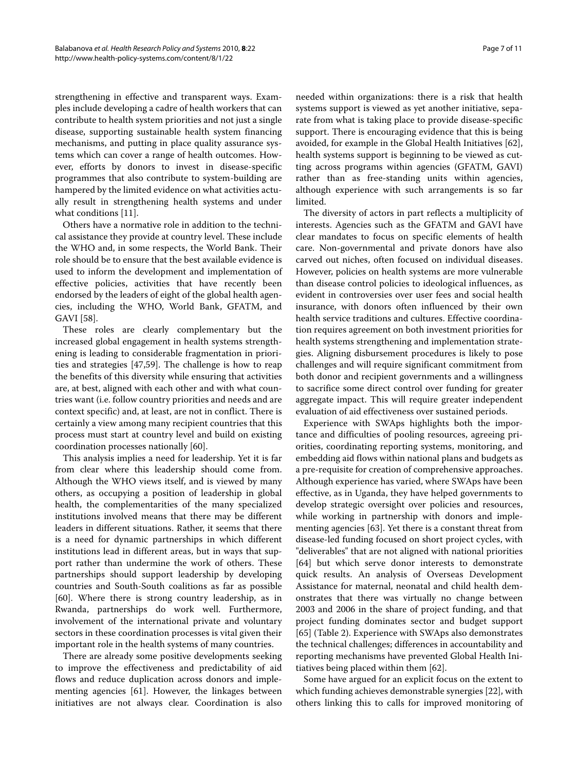strengthening in effective and transparent ways. Examples include developing a cadre of health workers that can contribute to health system priorities and not just a single disease, supporting sustainable health system financing mechanisms, and putting in place quality assurance systems which can cover a range of health outcomes. However, efforts by donors to invest in disease-specific programmes that also contribute to system-building are hampered by the limited evidence on what activities actually result in strengthening health systems and under what conditions [11].

Others have a normative role in addition to the technical assistance they provide at country level. These include the WHO and, in some respects, the World Bank. Their role should be to ensure that the best available evidence is used to inform the development and implementation of effective policies, activities that have recently been endorsed by the leaders of eight of the global health agencies, including the WHO, World Bank, GFATM, and GAVI [58].

These roles are clearly complementary but the increased global engagement in health systems strengthening is leading to considerable fragmentation in priorities and strategies [47,59]. The challenge is how to reap the benefits of this diversity while ensuring that activities are, at best, aligned with each other and with what countries want (i.e. follow country priorities and needs and are context specific) and, at least, are not in conflict. There is certainly a view among many recipient countries that this process must start at country level and build on existing coordination processes nationally [60].

This analysis implies a need for leadership. Yet it is far from clear where this leadership should come from. Although the WHO views itself, and is viewed by many others, as occupying a position of leadership in global health, the complementarities of the many specialized institutions involved means that there may be different leaders in different situations. Rather, it seems that there is a need for dynamic partnerships in which different institutions lead in different areas, but in ways that support rather than undermine the work of others. These partnerships should support leadership by developing countries and South-South coalitions as far as possible [60]. Where there is strong country leadership, as in Rwanda, partnerships do work well. Furthermore, involvement of the international private and voluntary sectors in these coordination processes is vital given their important role in the health systems of many countries.

There are already some positive developments seeking to improve the effectiveness and predictability of aid flows and reduce duplication across donors and implementing agencies [61]. However, the linkages between initiatives are not always clear. Coordination is also needed within organizations: there is a risk that health systems support is viewed as yet another initiative, separate from what is taking place to provide disease-specific support. There is encouraging evidence that this is being avoided, for example in the Global Health Initiatives [62], health systems support is beginning to be viewed as cutting across programs within agencies (GFATM, GAVI) rather than as free-standing units within agencies, although experience with such arrangements is so far limited.

The diversity of actors in part reflects a multiplicity of interests. Agencies such as the GFATM and GAVI have clear mandates to focus on specific elements of health care. Non-governmental and private donors have also carved out niches, often focused on individual diseases. However, policies on health systems are more vulnerable than disease control policies to ideological influences, as evident in controversies over user fees and social health insurance, with donors often influenced by their own health service traditions and cultures. Effective coordination requires agreement on both investment priorities for health systems strengthening and implementation strategies. Aligning disbursement procedures is likely to pose challenges and will require significant commitment from both donor and recipient governments and a willingness to sacrifice some direct control over funding for greater aggregate impact. This will require greater independent evaluation of aid effectiveness over sustained periods.

Experience with SWAps highlights both the importance and difficulties of pooling resources, agreeing priorities, coordinating reporting systems, monitoring, and embedding aid flows within national plans and budgets as a pre-requisite for creation of comprehensive approaches. Although experience has varied, where SWAps have been effective, as in Uganda, they have helped governments to develop strategic oversight over policies and resources, while working in partnership with donors and implementing agencies [63]. Yet there is a constant threat from disease-led funding focused on short project cycles, with "deliverables" that are not aligned with national priorities [64] but which serve donor interests to demonstrate quick results. An analysis of Overseas Development Assistance for maternal, neonatal and child health demonstrates that there was virtually no change between 2003 and 2006 in the share of project funding, and that project funding dominates sector and budget support [65] (Table 2). Experience with SWAps also demonstrates the technical challenges; differences in accountability and reporting mechanisms have prevented Global Health Initiatives being placed within them [62].

Some have argued for an explicit focus on the extent to which funding achieves demonstrable synergies [22], with others linking this to calls for improved monitoring of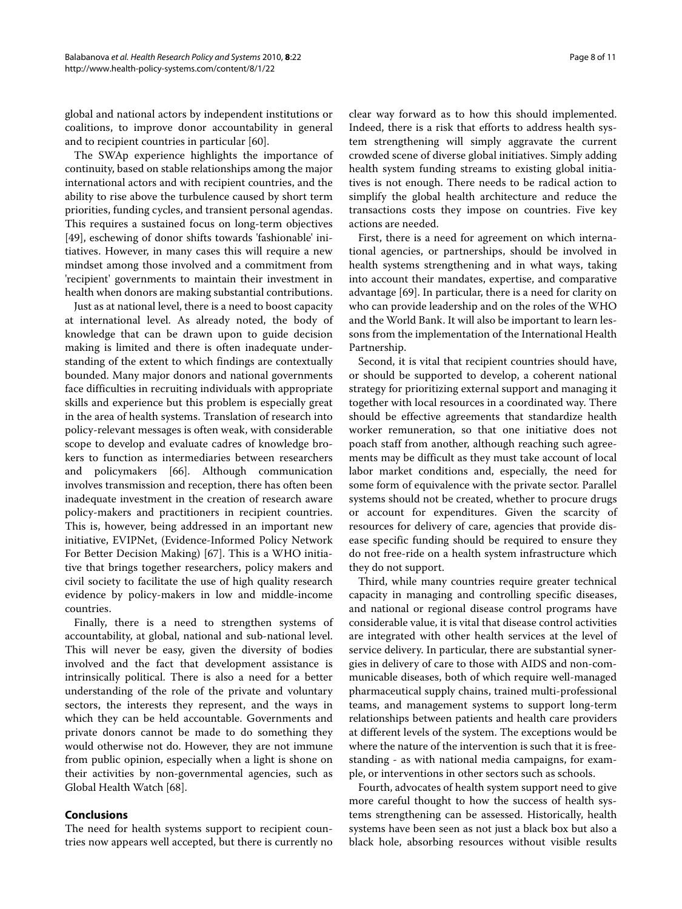global and national actors by independent institutions or coalitions, to improve donor accountability in general and to recipient countries in particular [60].

The SWAp experience highlights the importance of continuity, based on stable relationships among the major international actors and with recipient countries, and the ability to rise above the turbulence caused by short term priorities, funding cycles, and transient personal agendas. This requires a sustained focus on long-term objectives [49], eschewing of donor shifts towards 'fashionable' initiatives. However, in many cases this will require a new mindset among those involved and a commitment from 'recipient' governments to maintain their investment in health when donors are making substantial contributions.

Just as at national level, there is a need to boost capacity at international level. As already noted, the body of knowledge that can be drawn upon to guide decision making is limited and there is often inadequate understanding of the extent to which findings are contextually bounded. Many major donors and national governments face difficulties in recruiting individuals with appropriate skills and experience but this problem is especially great in the area of health systems. Translation of research into policy-relevant messages is often weak, with considerable scope to develop and evaluate cadres of knowledge brokers to function as intermediaries between researchers and policymakers [66]. Although communication involves transmission and reception, there has often been inadequate investment in the creation of research aware policy-makers and practitioners in recipient countries. This is, however, being addressed in an important new initiative, EVIPNet, (Evidence-Informed Policy Network For Better Decision Making) [67]. This is a WHO initiative that brings together researchers, policy makers and civil society to facilitate the use of high quality research evidence by policy-makers in low and middle-income countries.

Finally, there is a need to strengthen systems of accountability, at global, national and sub-national level. This will never be easy, given the diversity of bodies involved and the fact that development assistance is intrinsically political. There is also a need for a better understanding of the role of the private and voluntary sectors, the interests they represent, and the ways in which they can be held accountable. Governments and private donors cannot be made to do something they would otherwise not do. However, they are not immune from public opinion, especially when a light is shone on their activities by non-governmental agencies, such as Global Health Watch [68].

## Conclusions

The need for health systems support to recipient countries now appears well accepted, but there is currently no clear way forward as to how this should implemented. Indeed, there is a risk that efforts to address health system strengthening will simply aggravate the current crowded scene of diverse global initiatives. Simply adding health system funding streams to existing global initiatives is not enough. There needs to be radical action to simplify the global health architecture and reduce the transactions costs they impose on countries. Five key actions are needed.

First, there is a need for agreement on which international agencies, or partnerships, should be involved in health systems strengthening and in what ways, taking into account their mandates, expertise, and comparative advantage [69]. In particular, there is a need for clarity on who can provide leadership and on the roles of the WHO and the World Bank. It will also be important to learn lessons from the implementation of the International Health Partnership.

Second, it is vital that recipient countries should have, or should be supported to develop, a coherent national strategy for prioritizing external support and managing it together with local resources in a coordinated way. There should be effective agreements that standardize health worker remuneration, so that one initiative does not poach staff from another, although reaching such agreements may be difficult as they must take account of local labor market conditions and, especially, the need for some form of equivalence with the private sector. Parallel systems should not be created, whether to procure drugs or account for expenditures. Given the scarcity of resources for delivery of care, agencies that provide disease specific funding should be required to ensure they do not free-ride on a health system infrastructure which they do not support.

Third, while many countries require greater technical capacity in managing and controlling specific diseases, and national or regional disease control programs have considerable value, it is vital that disease control activities are integrated with other health services at the level of service delivery. In particular, there are substantial synergies in delivery of care to those with AIDS and non-communicable diseases, both of which require well-managed pharmaceutical supply chains, trained multi-professional teams, and management systems to support long-term relationships between patients and health care providers at different levels of the system. The exceptions would be where the nature of the intervention is such that it is free-standing - as with national media campaigns, for example, or interventions in other sectors such as schools.

Fourth, advocates of health system support need to give more careful thought to how the success of health systems strengthening can be assessed. Historically, health systems have been seen as not just a black box but also a black hole, absorbing resources without visible results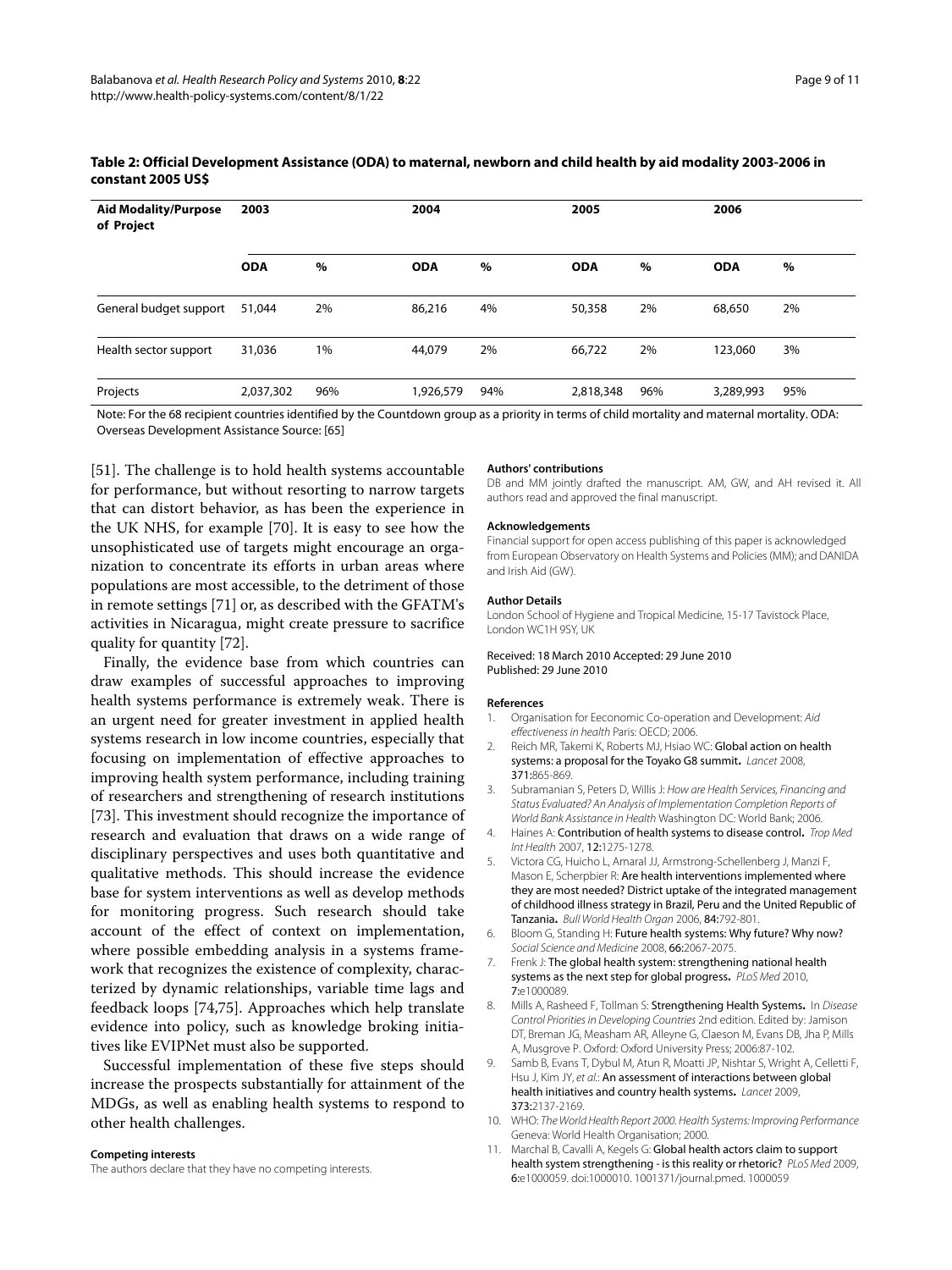**Table 2: Official Development Assistance (ODA) to maternal, newborn and child health by aid modality 2003-2006 in constant 2005 US$**

| Aid Modality/Purpose of Project | 2003 | | 2004 | | 2005 | | 2006 | |
|---|---|---|---|---|---|---|---|---|
| | ODA | % | ODA | % | ODA | % | ODA | % |
| General budget support | 51,044 | 2% | 86,216 | 4% | 50,358 | 2% | 68,650 | 2% |
| Health sector support | 31,036 | 1% | 44,079 | 2% | 66,722 | 2% | 123,060 | 3% |
| Projects | 2,037,302 | 96% | 1,926,579 | 94% | 2,818,348 | 96% | 3,289,993 | 95% |

Note: For the 68 recipient countries identified by the Countdown group as a priority in terms of child mortality and maternal mortality. ODA: Overseas Development Assistance Source: [65]

[51]. The challenge is to hold health systems accountable for performance, but without resorting to narrow targets that can distort behavior, as has been the experience in the UK NHS, for example [70]. It is easy to see how the unsophisticated use of targets might encourage an organization to concentrate its efforts in urban areas where populations are most accessible, to the detriment of those in remote settings [71] or, as described with the GFATM's activities in Nicaragua, might create pressure to sacrifice quality for quantity [72].

Finally, the evidence base from which countries can draw examples of successful approaches to improving health systems performance is extremely weak. There is an urgent need for greater investment in applied health systems research in low income countries, especially that focusing on implementation of effective approaches to improving health system performance, including training of researchers and strengthening of research institutions [73]. This investment should recognize the importance of research and evaluation that draws on a wide range of disciplinary perspectives and uses both quantitative and qualitative methods. This should increase the evidence base for system interventions as well as develop methods for monitoring progress. Such research should take account of the effect of context on implementation, where possible embedding analysis in a systems framework that recognizes the existence of complexity, characterized by dynamic relationships, variable time lags and feedback loops [74,75]. Approaches which help translate evidence into policy, such as knowledge broking initiatives like EVIPNet must also be supported.

Successful implementation of these five steps should increase the prospects substantially for attainment of the MDGs, as well as enabling health systems to respond to other health challenges.

#### Competing interests

The authors declare that they have no competing interests.

#### Authors' contributions

DB and MM jointly drafted the manuscript. AM, GW, and AH revised it. All authors read and approved the final manuscript.

#### Acknowledgements

Financial support for open access publishing of this paper is acknowledged from European Observatory on Health Systems and Policies (MM); and DANIDA and Irish Aid (GW).

#### Author Details

London School of Hygiene and Tropical Medicine, 15-17 Tavistock Place, London WC1H 9SY, UK

Received: 18 March 2010 Accepted: 29 June 2010
Published: 29 June 2010

#### References

1. Organisation for Eeconomic Co-operation and Development: *Aid effectiveness in health* Paris: OECD; 2006.
2. Reich MR, Takemi K, Roberts MJ, Hsiao WC: **Global action on health systems: a proposal for the Toyako G8 summit.** *Lancet* 2008, **371:**865-869.
3. Subramanian S, Peters D, Willis J: *How are Health Services, Financing and Status Evaluated? An Analysis of Implementation Completion Reports of World Bank Assistance in Health* Washington DC: World Bank; 2006.
4. Haines A: **Contribution of health systems to disease control.** *Trop Med Int Health* 2007, **12:**1275-1278.
5. Victora CG, Huicho L, Amaral JJ, Armstrong-Schellenberg J, Manzi F, Mason E, Scherpbier R: **Are health interventions implemented where they are most needed? District uptake of the integrated management of childhood illness strategy in Brazil, Peru and the United Republic of Tanzania.** *Bull World Health Organ* 2006, **84:**792-801.
6. Bloom G, Standing H: **Future health systems: Why future? Why now?** *Social Science and Medicine* 2008, **66:**2067-2075.
7. Frenk J: **The global health system: strengthening national health systems as the next step for global progress.** *PLoS Med* 2010, **7:**e1000089.
8. Mills A, Rasheed F, Tollman S: **Strengthening Health Systems.** In *Disease Control Priorities in Developing Countries* 2nd edition. Edited by: Jamison DT, Breman JG, Measham AR, Alleyne G, Claeson M, Evans DB, Jha P, Mills A, Musgrove P. Oxford: Oxford University Press; 2006:87-102.
9. Samb B, Evans T, Dybul M, Atun R, Moatti JP, Nishtar S, Wright A, Celletti F, Hsu J, Kim JY, *et al.*: **An assessment of interactions between global health initiatives and country health systems.** *Lancet* 2009, **373:**2137-2169.
10. WHO: *The World Health Report 2000. Health Systems: Improving Performance* Geneva: World Health Organisation; 2000.
11. Marchal B, Cavalli A, Kegels G: **Global health actors claim to support health system strengthening - is this reality or rhetoric?** *PLoS Med* 2009, **6:**e1000059. doi:1000010. 1001371/journal.pmed. 1000059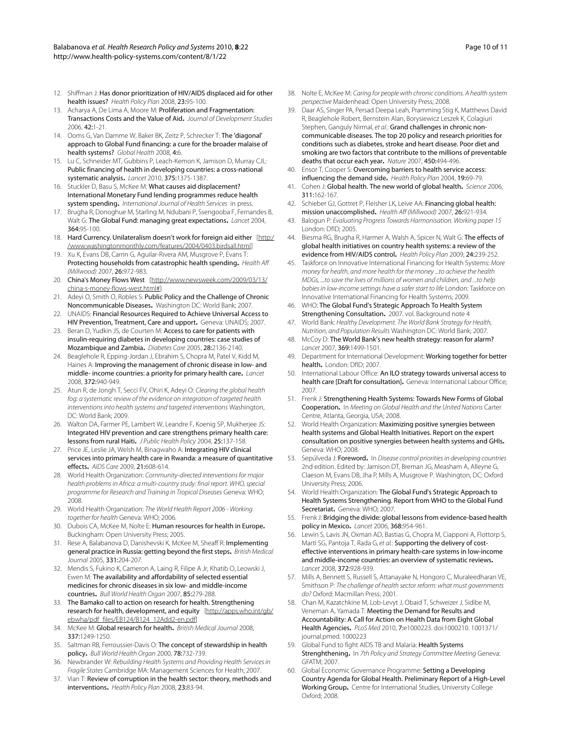12. Shiffman J: **Has donor prioritization of HIV/AIDS displaced aid for other health issues?** *Health Policy Plan* 2008, **23:**95-100.
13. Acharya A, De Lima A, Moore M: **Proliferation and Fragmentation: Transactions Costs and the Value of Aid.** *Journal of Development Studies* 2006, **42:**1-21.
14. Ooms G, Van Damme W, Baker BK, Zeitz P, Schrecker T: **The 'diagonal' approach to Global Fund financing: a cure for the broader malaise of health systems?** *Global Health* 2008, **4:**6.
15. Lu C, Schneider MT, Gubbins P, Leach-Kemon K, Jamison D, Murray CJL: **Public financing of health in developing countries: a cross-national systematic analysis.** *Lancet* 2010, **375:**1375-1387.
16. Stuckler D, Basu S, McKee M: **What causes aid displacement? International Monetary Fund lending programmes reduce health system spending.** *International Journal of Health Services* in press.
17. Brugha R, Donoghue M, Starling M, Ndubani P, Ssengooba F, Fernandes B, Walt G: **The Global Fund: managing great expectations.** *Lancet* 2004, **364:**95-100.
18. **Hard Currency. Unilateralism doesn't work for foreign aid either** [http://www.washingtonmonthly.com/features/2004/0403.birdsall.html]
19. Xu K, Evans DB, Carrin G, Aguilar-Rivera AM, Musgrove P, Evans T: **Protecting households from catastrophic health spending.** *Health Aff (Millwood)* 2007, **26:**972-983.
20. **China's Money Flows West** [http://www.newsweek.com/2009/03/13/china-s-money-flows-west.html#]
21. Adeyi O, Smith O, Robles S: **Public Policy and the Challenge of Chronic Noncommunicable Diseases.** Washington DC: World Bank; 2007.
22. UNAIDS: **Financial Resources Required to Achieve Universal Access to HIV Prevention, Treatment, Care and upport.** Geneva: UNAIDS; 2007.
23. Beran D, Yudkin JS, de Courten M: **Access to care for patients with insulin-requiring diabetes in developing countries: case studies of Mozambique and Zambia.** *Diabetes Care* 2005, **28:**2136-2140.
24. Beaglehole R, Epping-Jordan J, Ebrahim S, Chopra M, Patel V, Kidd M, Haines A: **Improving the management of chronic disease in low- and middle- income countries: a priority for primary health care.** *Lancet* 2008, **372:**940-949.
25. Atun R, de Jongh T, Secci FV, Ohiri K, Adeyi O: *Clearing the global health fog: a systematic review of the evidence on integration of targeted health interventions into health systems and targeted interventions* Washington, DC: World Bank; 2009.
26. Walton DA, Farmer PE, Lambert W, Leandre F, Koenig SP, Mukherjee JS: **Integrated HIV prevention and care strengthens primary health care: lessons from rural Haiti.** *J Public Health Policy* 2004, **25:**137-158.
27. Price JE, Leslie JA, Welsh M, Binagwaho A: **Integrating HIV clinical services into primary health care in Rwanda: a measure of quantitative effects.** *AIDS Care* 2009, **21:**608-614.
28. World Health Organization: *Community-directed interventions for major health problems in Africa: a multi-country study: final report. WHO, special programme for Research and Training in Tropical Diseases* Geneva: WHO; 2008.
29. World Health Organization: *The World Health Report 2006 - Working together for health* Geneva: WHO; 2006.
30. Dubois CA, McKee M, Nolte E: **Human resources for health in Europe.** Buckingham: Open University Press; 2005.
31. Rese A, Balabanova D, Danishevski K, McKee M, Sheaff R: **Implementing general practice in Russia: getting beyond the first steps.** *British Medical Journal* 2005, **331:**204-207.
32. Mendis S, Fukino K, Cameron A, Laing R, Filipe A Jr, Khatib O, Leowski J, Ewen M: **The availability and affordability of selected essential medicines for chronic diseases in six low- and middle-income countries.** *Bull World Health Organ* 2007, **85:**279-288.
33. **The Bamako call to action on research for health. Strengthening research for health, development, and equity** [http://apps.who.int/gb/ebwha/pdf_files/EB124/B124_12Add2-en.pdf]
34. McKee M: **Global research for health.** *British Medical Journal* 2008, **337:**1249-1250.
35. Saltman RB, Ferroussier-Davis O: **The concept of stewardship in health policy.** *Bull World Health Organ* 2000, **78:**732-739.
36. Newbrander W: *Rebuilding Health Systems and Providing Health Services in Fragile States* Cambridge MA: Management Sciences for Health; 2007.
37. Vian T: **Review of corruption in the health sector: theory, methods and interventions.** *Health Policy Plan* 2008, **23:**83-94.
38. Nolte E, McKee M: *Caring for people with chronic conditions. A health system perspective* Maidenhead: Open University Press; 2008.
39. Daar AS, Singer PA, Persad Deepa Leah, Pramming Stig K, Matthews David R, Beaglehole Robert, Bernstein Alan, Borysiewicz Leszek K, Colagiuri Stephen, Ganguly Nirmal, *et al.*: **Grand challenges in chronic non-communicable diseases. The top 20 policy and research priorities for conditions such as diabetes, stroke and heart disease. Poor diet and smoking are two factors that contribute to the millions of preventable deaths that occur each year.** *Nature* 2007, **450:**494-496.
40. Ensor T, Cooper S: **Overcoming barriers to health service access: influencing the demand side.** *Health Policy Plan* 2004, **19:**69-79.
41. Cohen J: **Global health. The new world of global health.** *Science* 2006, **311:**162-167.
42. Schieber GJ, Gottret P, Fleisher LK, Leive AA: **Financing global health: mission unaccomplished.** *Health Aff (Millwood)* 2007, **26:**921-934.
43. Balogun P: *Evaluating Progress Towards Harmonisation. Working paper 15* London: DfID; 2005.
44. Biesma RG, Brugha R, Harmer A, Walsh A, Spicer N, Walt G: **The effects of global health initiatives on country health systems: a review of the evidence from HIV/AIDS control.** *Health Policy Plan* 2009, **24:**239-252.
45. Taskforce on Innovative International Financing for Health Systems: *More money for health, and more health for the money ...to achieve the health MDGs, ...to save the lives of millions of women and children, and ...to help babies in low-income settings have a safer start to life* London: Taskforce on Innovative International Financing for Health Systems; 2009.
46. WHO: **The Global Fund's Strategic Approach To Health System Strengthening Consultation.** 2007. vol. Background note 4
47. World Bank: *Healthy Development. The World Bank Strategy for Health, Nutrition, and Population Results* Washington DC: World Bank; 2007.
48. McCoy D: **The World Bank's new health strategy: reason for alarm?** *Lancet* 2007, **369:**1499-1501.
49. Department for International Development: **Working together for better health.** London: DfID; 2007.
50. International Labour Office: **An ILO strategy towards universal access to health care [Draft for consultation].** Geneva: International Labour Office; 2007.
51. Frenk J: **Strengthening Health Systems: Towards New Forms of Global Cooperation.** In *Meeting on Global Health and the United Nations* Carter Centre, Atlanta, Georgia, USA; 2008.
52. World Health Organization: **Maximizing positive synergies between health systems and Global Health Initiatives. Report on the expert consultation on positive synergies between health systems and GHIs.** Geneva: WHO; 2008.
53. Sepúlveda J: **Foreword.** In *Disease control priorities in developing countries* 2nd edition. Edited by: Jamison DT, Breman JG, Measham A, Alleyne G, Claeson M, Evans DB, Jha P, Mills A, Musgrove P. Washington, DC: Oxford University Press; 2006.
54. World Health Organization: **The Global Fund's Strategic Approach to Health Systems Strengthening. Report from WHO to the Global Fund Secretariat.** Geneva: WHO; 2007.
55. Frenk J: **Bridging the divide: global lessons from evidence-based health policy in Mexico.** *Lancet* 2006, **368:**954-961.
56. Lewin S, Lavis JN, Oxman AD, Bastias G, Chopra M, Ciapponi A, Flottorp S, Marti SG, Pantoja T, Rada G, *et al.*: **Supporting the delivery of cost-effective interventions in primary health-care systems in low-income and middle-income countries: an overview of systematic reviews.** *Lancet* 2008, **372:**928-939.
57. Mills A, Bennett S, Russell S, Attanayake N, Hongoro C, Muraleedharan VE, Smithson P: *The challenge of health sector reform: what must governments do?* Oxford: Macmillan Press; 2001.
58. Chan M, Kazatchkine M, Lob-Levyt J, Obaid T, Schweizer J, Sidibe M, Veneman A, Yamada T: **Meeting the Demand for Results and Accountability: A Call for Action on Health Data from Eight Global Health Agencies.** *PLoS Med* 2010, **7:**e1000223. doi:1000210. 1001371/journal.pmed. 1000223
59. Global Fund to fight AIDS TB and Malaria: **Health Systems Strenghthening.** In *7th Policy and Strategy Committee Meeting* Geneva: GFATM; 2007.
60. Global Economic Governance Programme: **Setting a Developing Country Agenda for Global Health. Preliminary Report of a High-Level Working Group.** Centre for International Studies, University College Oxford; 2008.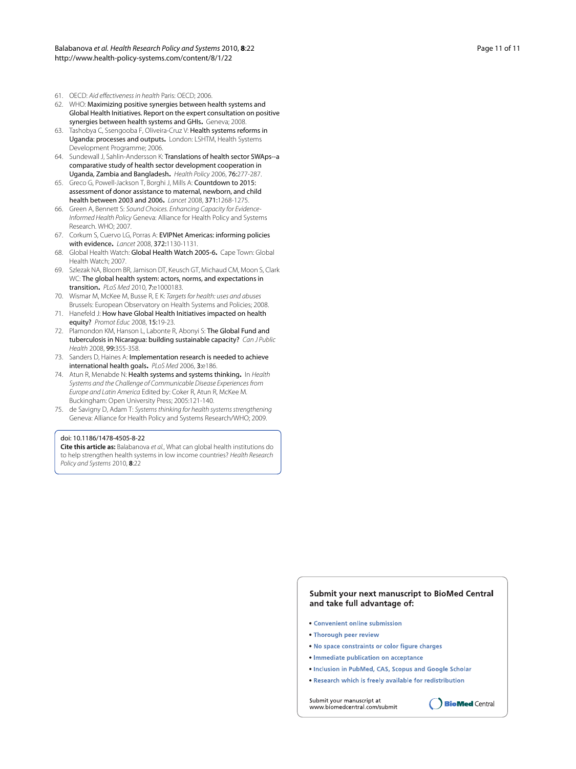61. OECD: *Aid effectiveness in health* Paris: OECD; 2006.
62. WHO: **Maximizing positive synergies between health systems and Global Health Initiatives. Report on the expert consultation on positive synergies between health systems and GHIs.** Geneva; 2008.
63. Tashobya C, Ssengooba F, Oliveira-Cruz V: **Health systems reforms in Uganda: processes and outputs.** London: LSHTM, Health Systems Development Programme; 2006.
64. Sundewall J, Sahlin-Andersson K: **Translations of health sector SWAps--a comparative study of health sector development cooperation in Uganda, Zambia and Bangladesh.** *Health Policy* 2006, **76**:277-287.
65. Greco G, Powell-Jackson T, Borghi J, Mills A: **Countdown to 2015: assessment of donor assistance to maternal, newborn, and child health between 2003 and 2006.** *Lancet* 2008, **371**:1268-1275.
66. Green A, Bennett S: *Sound Choices. Enhancing Capacity for Evidence-Informed Health Policy* Geneva: Alliance for Health Policy and Systems Research. WHO; 2007.
67. Corkum S, Cuervo LG, Porras A: **EVIPNet Americas: informing policies with evidence.** *Lancet* 2008, **372**:1130-1131.
68. Global Health Watch: **Global Health Watch 2005-6.** Cape Town: Global Health Watch; 2007.
69. Szlezak NA, Bloom BR, Jamison DT, Keusch GT, Michaud CM, Moon S, Clark WC: **The global health system: actors, norms, and expectations in transition.** *PLoS Med* 2010, **7**:e1000183.
70. Wismar M, McKee M, Busse R, E K: *Targets for health: uses and abuses* Brussels: European Observatory on Health Systems and Policies; 2008.
71. Hanefeld J: **How have Global Health Initiatives impacted on health equity?** *Promot Educ* 2008, **15**:19-23.
72. Plamondon KM, Hanson L, Labonte R, Abonyi S: **The Global Fund and tuberculosis in Nicaragua: building sustainable capacity?** *Can J Public Health* 2008, **99**:355-358.
73. Sanders D, Haines A: **Implementation research is needed to achieve international health goals.** *PLoS Med* 2006, **3**:e186.
74. Atun R, Menabde N: **Health systems and systems thinking.** In *Health Systems and the Challenge of Communicable Disease Experiences from Europe and Latin America* Edited by: Coker R, Atun R, McKee M. Buckingham: Open University Press; 2005:121-140.
75. de Savigny D, Adam T: *Systems thinking for health systems strengthening* Geneva: Alliance for Health Policy and Systems Research/WHO; 2009.

doi: 10.1186/1478-4505-8-22
**Cite this article as:** Balabanova *et al.*, What can global health institutions do to help strengthen health systems in low income countries? *Health Research Policy and Systems* 2010, **8**:22

**Submit your next manuscript to BioMed Central and take full advantage of:**

- Convenient online submission
- Thorough peer review
- No space constraints or color figure charges
- Immediate publication on acceptance
- Inclusion in PubMed, CAS, Scopus and Google Scholar
- Research which is freely available for redistribution

Submit your manuscript at www.biomedcentral.com/submit

BioMed Central